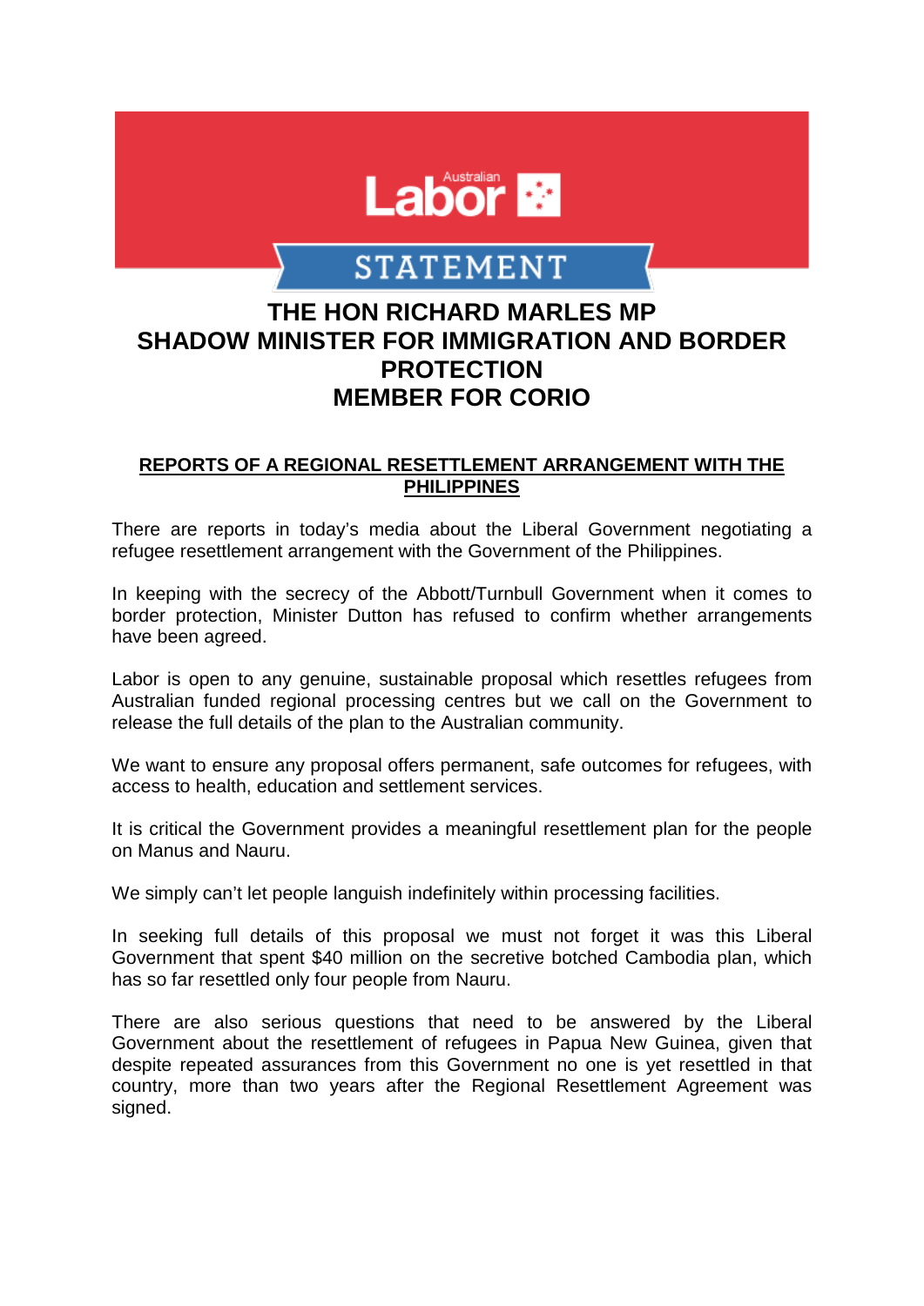Australian Labor

STATEMENT

# THE HON RICHARD MARLES MP
# SHADOW MINISTER FOR IMMIGRATION AND BORDER PROTECTION
# MEMBER FOR CORIO

## REPORTS OF A REGIONAL RESETTLEMENT ARRANGEMENT WITH THE PHILIPPINES

There are reports in today's media about the Liberal Government negotiating a refugee resettlement arrangement with the Government of the Philippines.

In keeping with the secrecy of the Abbott/Turnbull Government when it comes to border protection, Minister Dutton has refused to confirm whether arrangements have been agreed.

Labor is open to any genuine, sustainable proposal which resettles refugees from Australian funded regional processing centres but we call on the Government to release the full details of the plan to the Australian community.

We want to ensure any proposal offers permanent, safe outcomes for refugees, with access to health, education and settlement services.

It is critical the Government provides a meaningful resettlement plan for the people on Manus and Nauru.

We simply can't let people languish indefinitely within processing facilities.

In seeking full details of this proposal we must not forget it was this Liberal Government that spent $40 million on the secretive botched Cambodia plan, which has so far resettled only four people from Nauru.

There are also serious questions that need to be answered by the Liberal Government about the resettlement of refugees in Papua New Guinea, given that despite repeated assurances from this Government no one is yet resettled in that country, more than two years after the Regional Resettlement Agreement was signed.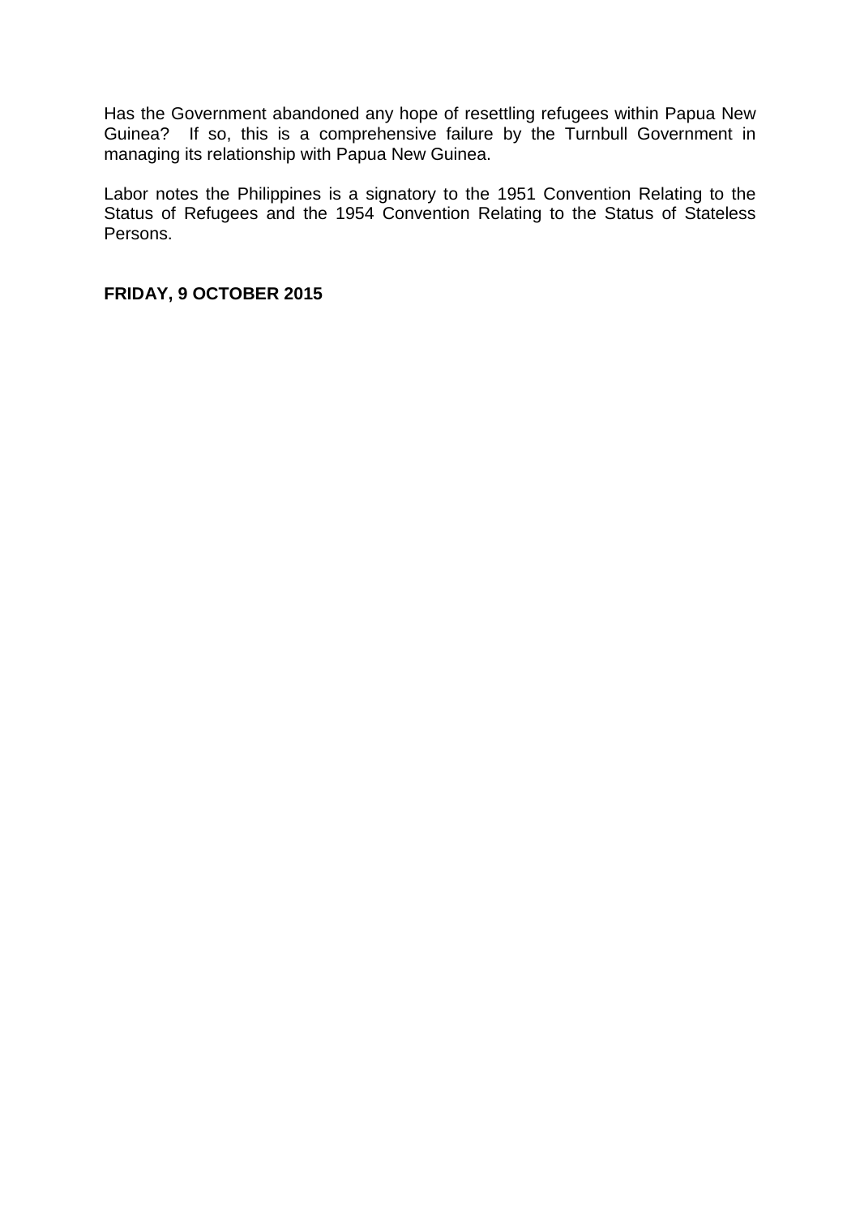Has the Government abandoned any hope of resettling refugees within Papua New Guinea? If so, this is a comprehensive failure by the Turnbull Government in managing its relationship with Papua New Guinea.

Labor notes the Philippines is a signatory to the 1951 Convention Relating to the Status of Refugees and the 1954 Convention Relating to the Status of Stateless Persons.

**FRIDAY, 9 OCTOBER 2015**